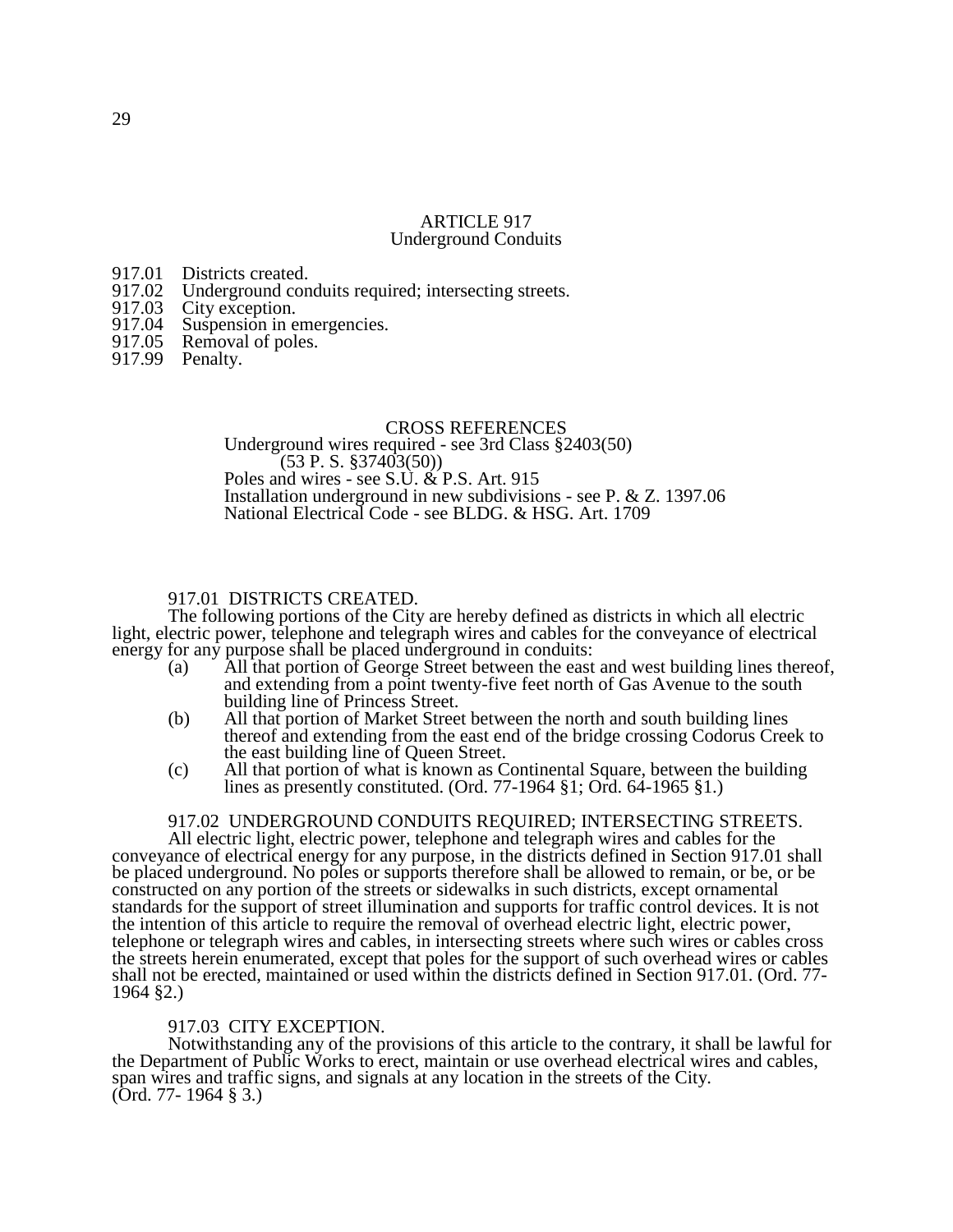# ARTICLE 917
## Underground Conduits

917.01 Districts created.
917.02 Underground conduits required; intersecting streets.
917.03 City exception.
917.04 Suspension in emergencies.
917.05 Removal of poles.
917.99 Penalty.

CROSS REFERENCES
Underground wires required - see 3rd Class §2403(50)
(53 P. S. §37403(50))
Poles and wires - see S.U. & P.S. Art. 915
Installation underground in new subdivisions - see P. & Z. 1397.06
National Electrical Code - see BLDG. & HSG. Art. 1709

### 917.01 DISTRICTS CREATED.

The following portions of the City are hereby defined as districts in which all electric light, electric power, telephone and telegraph wires and cables for the conveyance of electrical energy for any purpose shall be placed underground in conduits:

(a) All that portion of George Street between the east and west building lines thereof, and extending from a point twenty-five feet north of Gas Avenue to the south building line of Princess Street.

(b) All that portion of Market Street between the north and south building lines thereof and extending from the east end of the bridge crossing Codorus Creek to the east building line of Queen Street.

(c) All that portion of what is known as Continental Square, between the building lines as presently constituted. (Ord. 77-1964 §1; Ord. 64-1965 §1.)

### 917.02 UNDERGROUND CONDUITS REQUIRED; INTERSECTING STREETS.

All electric light, electric power, telephone and telegraph wires and cables for the conveyance of electrical energy for any purpose, in the districts defined in Section 917.01 shall be placed underground. No poles or supports therefore shall be allowed to remain, or be, or be constructed on any portion of the streets or sidewalks in such districts, except ornamental standards for the support of street illumination and supports for traffic control devices. It is not the intention of this article to require the removal of overhead electric light, electric power, telephone or telegraph wires and cables, in intersecting streets where such wires or cables cross the streets herein enumerated, except that poles for the support of such overhead wires or cables shall not be erected, maintained or used within the districts defined in Section 917.01. (Ord. 77-1964 §2.)

### 917.03 CITY EXCEPTION.

Notwithstanding any of the provisions of this article to the contrary, it shall be lawful for the Department of Public Works to erect, maintain or use overhead electrical wires and cables, span wires and traffic signs, and signals at any location in the streets of the City.
(Ord. 77- 1964 § 3.)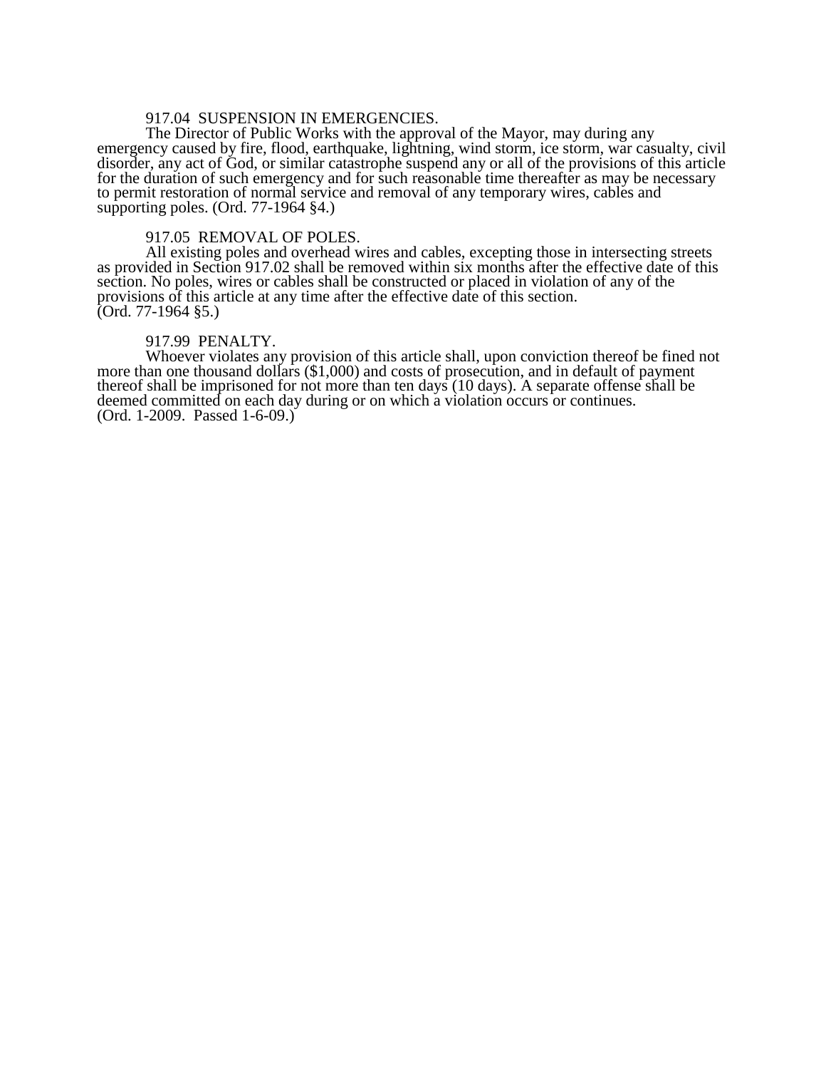917.04 SUSPENSION IN EMERGENCIES.

The Director of Public Works with the approval of the Mayor, may during any emergency caused by fire, flood, earthquake, lightning, wind storm, ice storm, war casualty, civil disorder, any act of God, or similar catastrophe suspend any or all of the provisions of this article for the duration of such emergency and for such reasonable time thereafter as may be necessary to permit restoration of normal service and removal of any temporary wires, cables and supporting poles. (Ord. 77-1964 §4.)

917.05 REMOVAL OF POLES.

All existing poles and overhead wires and cables, excepting those in intersecting streets as provided in Section 917.02 shall be removed within six months after the effective date of this section. No poles, wires or cables shall be constructed or placed in violation of any of the provisions of this article at any time after the effective date of this section.
(Ord. 77-1964 §5.)

917.99 PENALTY.

Whoever violates any provision of this article shall, upon conviction thereof be fined not more than one thousand dollars ($1,000) and costs of prosecution, and in default of payment thereof shall be imprisoned for not more than ten days (10 days). A separate offense shall be deemed committed on each day during or on which a violation occurs or continues.
(Ord. 1-2009. Passed 1-6-09.)